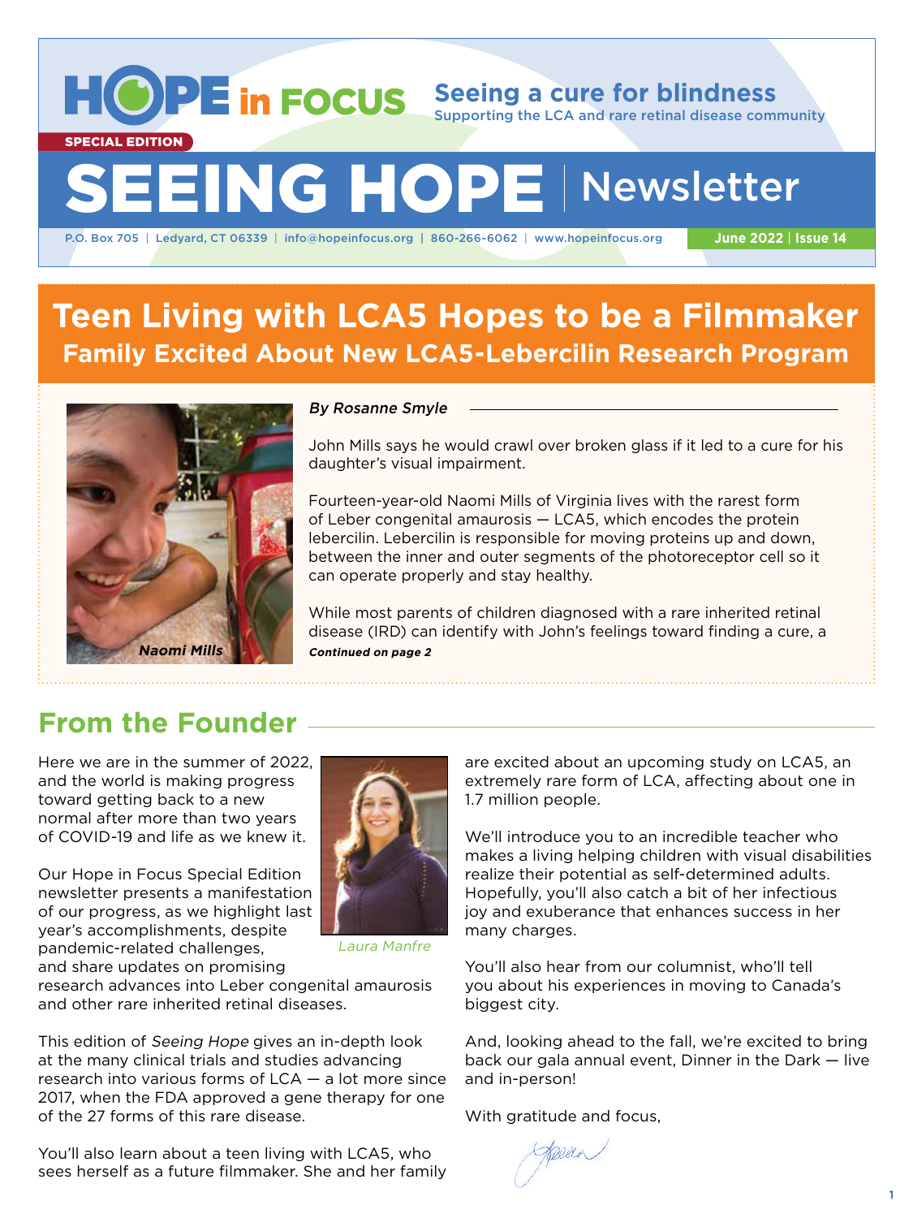# HOPE in FOCUS

**Seeing a cure for blindness**
Supporting the LCA and rare retinal disease community

SPECIAL EDITION

# SEEING HOPE | Newsletter

P.O. Box 705 | Ledyard, CT 06339 | info@hopeinfocus.org | 860-266-6062 | www.hopeinfocus.org

**June 2022 | Issue 14**

## Teen Living with LCA5 Hopes to be a Filmmaker

### Family Excited About New LCA5-Lebercilin Research Program

*Naomi Mills*

*By Rosanne Smyle*

John Mills says he would crawl over broken glass if it led to a cure for his daughter's visual impairment.

Fourteen-year-old Naomi Mills of Virginia lives with the rarest form of Leber congenital amaurosis — LCA5, which encodes the protein lebercilin. Lebercilin is responsible for moving proteins up and down, between the inner and outer segments of the photoreceptor cell so it can operate properly and stay healthy.

While most parents of children diagnosed with a rare inherited retinal disease (IRD) can identify with John's feelings toward finding a cure, a

***Continued on page 2***

## From the Founder

Here we are in the summer of 2022, and the world is making progress toward getting back to a new normal after more than two years of COVID-19 and life as we knew it.

*Laura Manfre*

Our Hope in Focus Special Edition newsletter presents a manifestation of our progress, as we highlight last year's accomplishments, despite pandemic-related challenges, and share updates on promising research advances into Leber congenital amaurosis and other rare inherited retinal diseases.

This edition of *Seeing Hope* gives an in-depth look at the many clinical trials and studies advancing research into various forms of LCA — a lot more since 2017, when the FDA approved a gene therapy for one of the 27 forms of this rare disease.

You'll also learn about a teen living with LCA5, who sees herself as a future filmmaker. She and her family are excited about an upcoming study on LCA5, an extremely rare form of LCA, affecting about one in 1.7 million people.

We'll introduce you to an incredible teacher who makes a living helping children with visual disabilities realize their potential as self-determined adults. Hopefully, you'll also catch a bit of her infectious joy and exuberance that enhances success in her many charges.

You'll also hear from our columnist, who'll tell you about his experiences in moving to Canada's biggest city.

And, looking ahead to the fall, we're excited to bring back our gala annual event, Dinner in the Dark — live and in-person!

With gratitude and focus,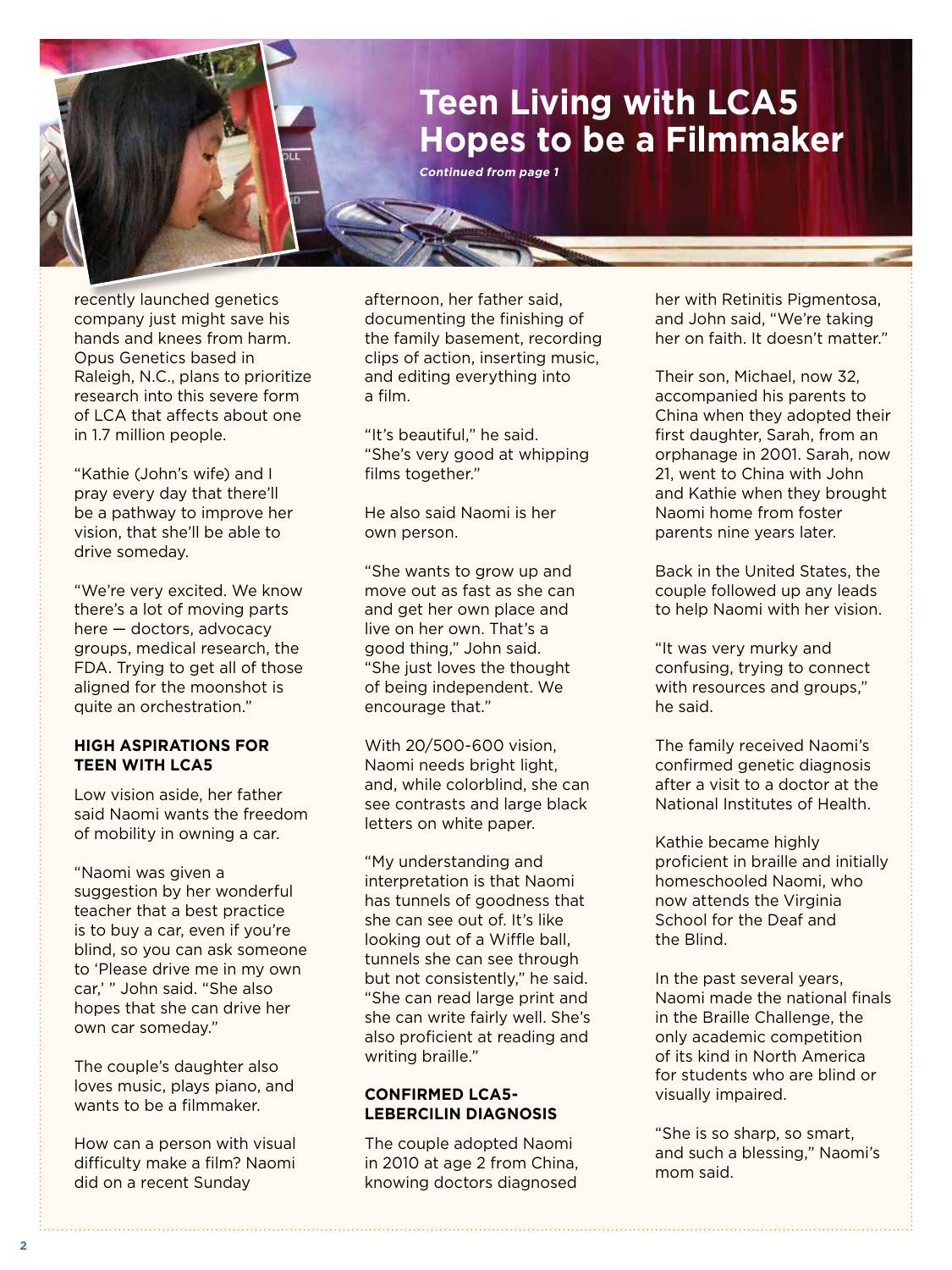# Teen Living with LCA5 Hopes to be a Filmmaker

*Continued from page 1*

recently launched genetics company just might save his hands and knees from harm. Opus Genetics based in Raleigh, N.C., plans to prioritize research into this severe form of LCA that affects about one in 1.7 million people.

"Kathie (John's wife) and I pray every day that there'll be a pathway to improve her vision, that she'll be able to drive someday.

"We're very excited. We know there's a lot of moving parts here — doctors, advocacy groups, medical research, the FDA. Trying to get all of those aligned for the moonshot is quite an orchestration."

**HIGH ASPIRATIONS FOR TEEN WITH LCA5**

Low vision aside, her father said Naomi wants the freedom of mobility in owning a car.

"Naomi was given a suggestion by her wonderful teacher that a best practice is to buy a car, even if you're blind, so you can ask someone to 'Please drive me in my own car,' " John said. "She also hopes that she can drive her own car someday."

The couple's daughter also loves music, plays piano, and wants to be a filmmaker.

How can a person with visual difficulty make a film? Naomi did on a recent Sunday afternoon, her father said, documenting the finishing of the family basement, recording clips of action, inserting music, and editing everything into a film.

"It's beautiful," he said. "She's very good at whipping films together."

He also said Naomi is her own person.

"She wants to grow up and move out as fast as she can and get her own place and live on her own. That's a good thing," John said. "She just loves the thought of being independent. We encourage that."

With 20/500-600 vision, Naomi needs bright light, and, while colorblind, she can see contrasts and large black letters on white paper.

"My understanding and interpretation is that Naomi has tunnels of goodness that she can see out of. It's like looking out of a Wiffle ball, tunnels she can see through but not consistently," he said. "She can read large print and she can write fairly well. She's also proficient at reading and writing braille."

**CONFIRMED LCA5-LEBERCILIN DIAGNOSIS**

The couple adopted Naomi in 2010 at age 2 from China, knowing doctors diagnosed her with Retinitis Pigmentosa, and John said, "We're taking her on faith. It doesn't matter."

Their son, Michael, now 32, accompanied his parents to China when they adopted their first daughter, Sarah, from an orphanage in 2001. Sarah, now 21, went to China with John and Kathie when they brought Naomi home from foster parents nine years later.

Back in the United States, the couple followed up any leads to help Naomi with her vision.

"It was very murky and confusing, trying to connect with resources and groups," he said.

The family received Naomi's confirmed genetic diagnosis after a visit to a doctor at the National Institutes of Health.

Kathie became highly proficient in braille and initially homeschooled Naomi, who now attends the Virginia School for the Deaf and the Blind.

In the past several years, Naomi made the national finals in the Braille Challenge, the only academic competition of its kind in North America for students who are blind or visually impaired.

"She is so sharp, so smart, and such a blessing," Naomi's mom said.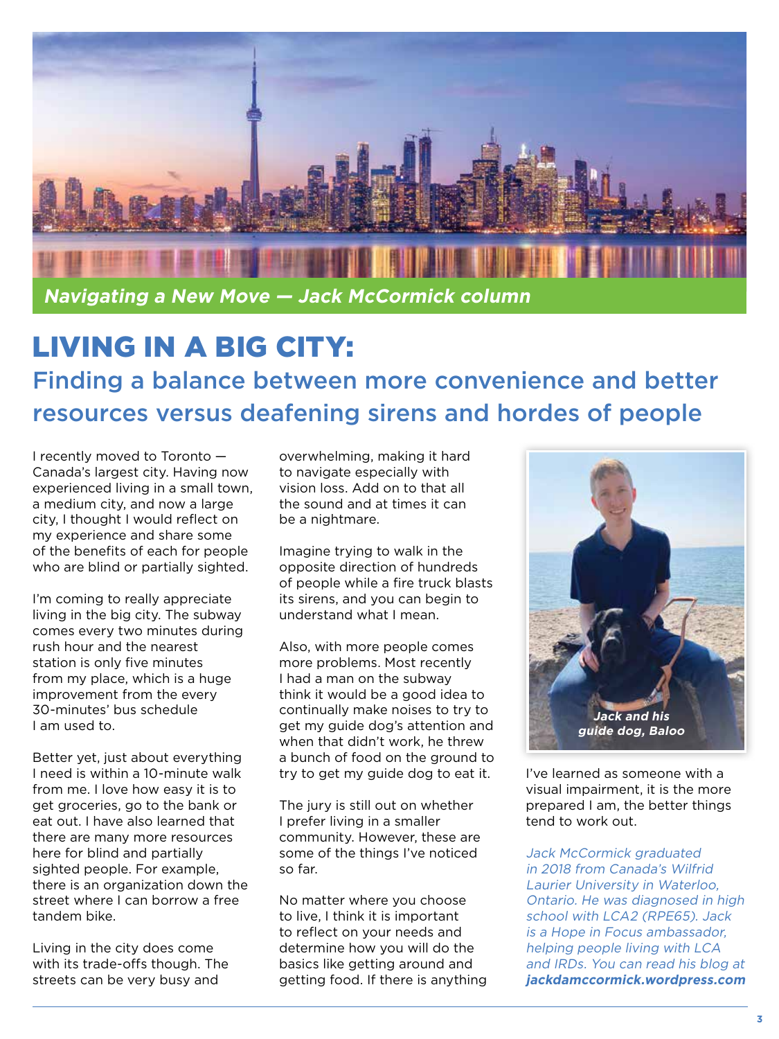*Navigating a New Move — Jack McCormick column*

# LIVING IN A BIG CITY:

## Finding a balance between more convenience and better resources versus deafening sirens and hordes of people

I recently moved to Toronto — Canada's largest city. Having now experienced living in a small town, a medium city, and now a large city, I thought I would reflect on my experience and share some of the benefits of each for people who are blind or partially sighted.

I'm coming to really appreciate living in the big city. The subway comes every two minutes during rush hour and the nearest station is only five minutes from my place, which is a huge improvement from the every 30-minutes' bus schedule I am used to.

Better yet, just about everything I need is within a 10-minute walk from me. I love how easy it is to get groceries, go to the bank or eat out. I have also learned that there are many more resources here for blind and partially sighted people. For example, there is an organization down the street where I can borrow a free tandem bike.

Living in the city does come with its trade-offs though. The streets can be very busy and overwhelming, making it hard to navigate especially with vision loss. Add on to that all the sound and at times it can be a nightmare.

Imagine trying to walk in the opposite direction of hundreds of people while a fire truck blasts its sirens, and you can begin to understand what I mean.

Also, with more people comes more problems. Most recently I had a man on the subway think it would be a good idea to continually make noises to try to get my guide dog's attention and when that didn't work, he threw a bunch of food on the ground to try to get my guide dog to eat it.

The jury is still out on whether I prefer living in a smaller community. However, these are some of the things I've noticed so far.

No matter where you choose to live, I think it is important to reflect on your needs and determine how you will do the basics like getting around and getting food. If there is anything I've learned as someone with a visual impairment, it is the more prepared I am, the better things tend to work out.

***Jack and his guide dog, Baloo***

*Jack McCormick graduated in 2018 from Canada's Wilfrid Laurier University in Waterloo, Ontario. He was diagnosed in high school with LCA2 (RPE65). Jack is a Hope in Focus ambassador, helping people living with LCA and IRDs. You can read his blog at* ***jackdamccormick.wordpress.com***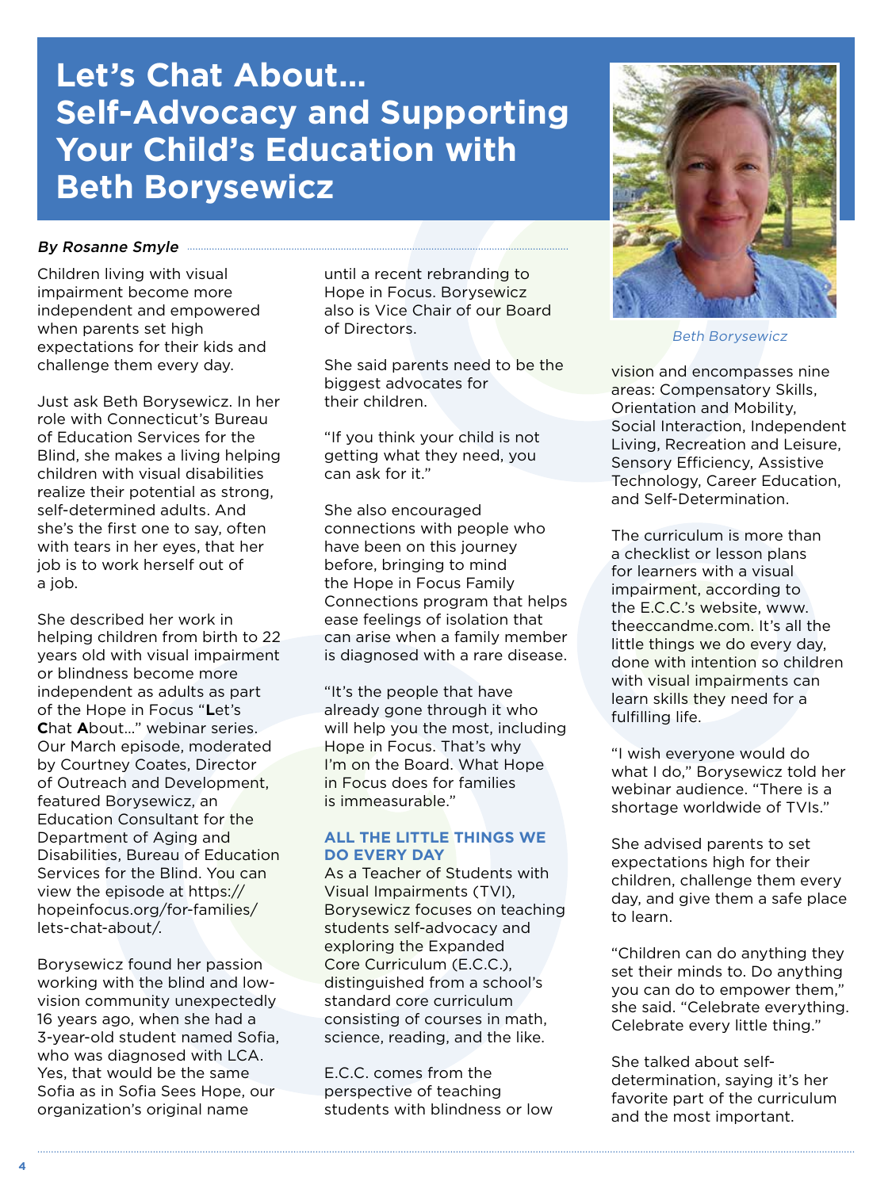# Let's Chat About... Self-Advocacy and Supporting Your Child's Education with Beth Borysewicz

*By Rosanne Smyle*

Children living with visual impairment become more independent and empowered when parents set high expectations for their kids and challenge them every day.

Just ask Beth Borysewicz. In her role with Connecticut's Bureau of Education Services for the Blind, she makes a living helping children with visual disabilities realize their potential as strong, self-determined adults. And she's the first one to say, often with tears in her eyes, that her job is to work herself out of a job.

She described her work in helping children from birth to 22 years old with visual impairment or blindness become more independent as adults as part of the Hope in Focus "**L**et's **C**hat **A**bout..." webinar series. Our March episode, moderated by Courtney Coates, Director of Outreach and Development, featured Borysewicz, an Education Consultant for the Department of Aging and Disabilities, Bureau of Education Services for the Blind. You can view the episode at https://hopeinfocus.org/for-families/lets-chat-about/.

Borysewicz found her passion working with the blind and low-vision community unexpectedly 16 years ago, when she had a 3-year-old student named Sofia, who was diagnosed with LCA. Yes, that would be the same Sofia as in Sofia Sees Hope, our organization's original name until a recent rebranding to Hope in Focus. Borysewicz also is Vice Chair of our Board of Directors.

She said parents need to be the biggest advocates for their children.

"If you think your child is not getting what they need, you can ask for it."

She also encouraged connections with people who have been on this journey before, bringing to mind the Hope in Focus Family Connections program that helps ease feelings of isolation that can arise when a family member is diagnosed with a rare disease.

"It's the people that have already gone through it who will help you the most, including Hope in Focus. That's why I'm on the Board. What Hope in Focus does for families is immeasurable."

## ALL THE LITTLE THINGS WE DO EVERY DAY

As a Teacher of Students with Visual Impairments (TVI), Borysewicz focuses on teaching students self-advocacy and exploring the Expanded Core Curriculum (E.C.C.), distinguished from a school's standard core curriculum consisting of courses in math, science, reading, and the like.

E.C.C. comes from the perspective of teaching students with blindness or low vision and encompasses nine areas: Compensatory Skills, Orientation and Mobility, Social Interaction, Independent Living, Recreation and Leisure, Sensory Efficiency, Assistive Technology, Career Education, and Self-Determination.

*Beth Borysewicz*

The curriculum is more than a checklist or lesson plans for learners with a visual impairment, according to the E.C.C.'s website, www.theeccandme.com. It's all the little things we do every day, done with intention so children with visual impairments can learn skills they need for a fulfilling life.

"I wish everyone would do what I do," Borysewicz told her webinar audience. "There is a shortage worldwide of TVIs."

She advised parents to set expectations high for their children, challenge them every day, and give them a safe place to learn.

"Children can do anything they set their minds to. Do anything you can do to empower them," she said. "Celebrate everything. Celebrate every little thing."

She talked about self-determination, saying it's her favorite part of the curriculum and the most important.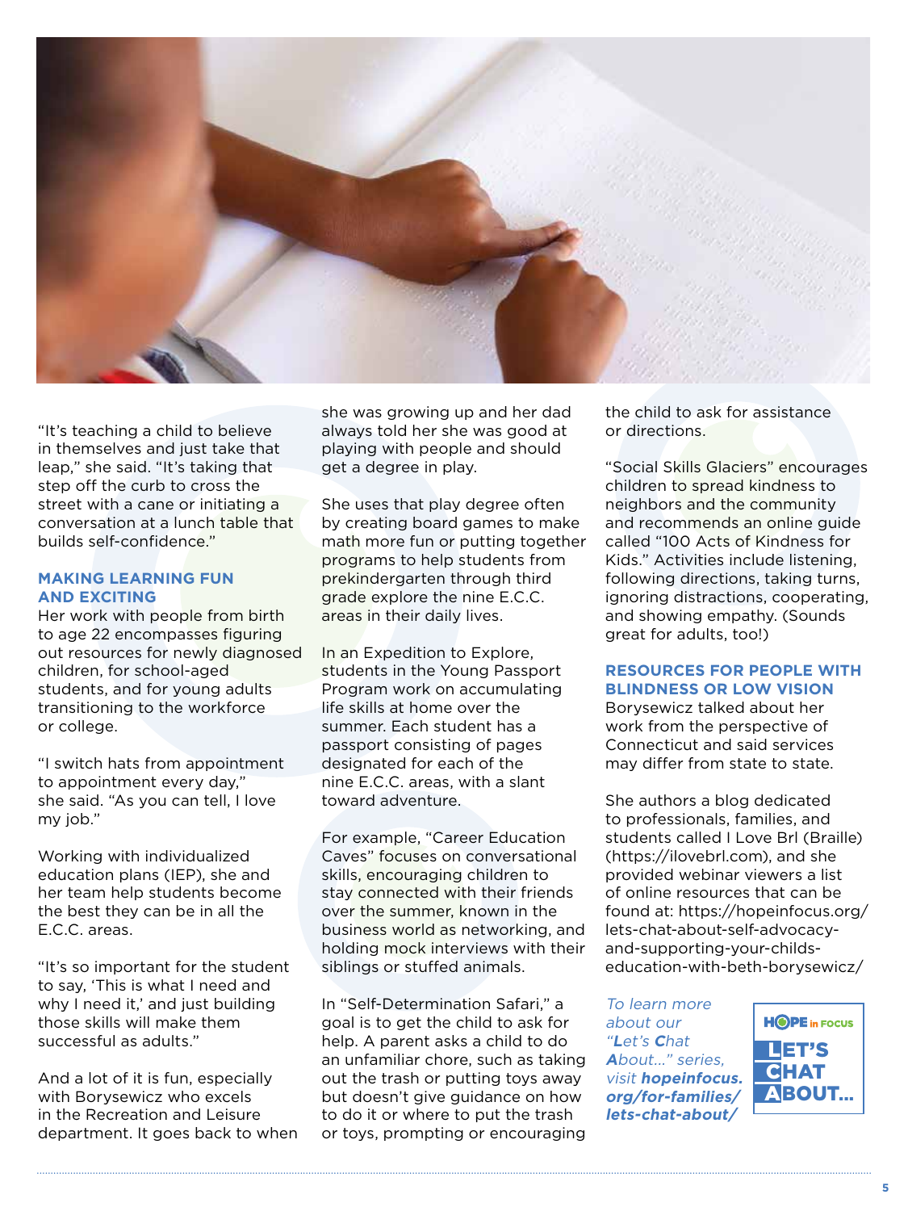"It's teaching a child to believe in themselves and just take that leap," she said. "It's taking that step off the curb to cross the street with a cane or initiating a conversation at a lunch table that builds self-confidence."

### MAKING LEARNING FUN AND EXCITING

Her work with people from birth to age 22 encompasses figuring out resources for newly diagnosed children, for school-aged students, and for young adults transitioning to the workforce or college.

"I switch hats from appointment to appointment every day," she said. "As you can tell, I love my job."

Working with individualized education plans (IEP), she and her team help students become the best they can be in all the E.C.C. areas.

"It's so important for the student to say, 'This is what I need and why I need it,' and just building those skills will make them successful as adults."

And a lot of it is fun, especially with Borysewicz who excels in the Recreation and Leisure department. It goes back to when she was growing up and her dad always told her she was good at playing with people and should get a degree in play.

She uses that play degree often by creating board games to make math more fun or putting together programs to help students from prekindergarten through third grade explore the nine E.C.C. areas in their daily lives.

In an Expedition to Explore, students in the Young Passport Program work on accumulating life skills at home over the summer. Each student has a passport consisting of pages designated for each of the nine E.C.C. areas, with a slant toward adventure.

For example, "Career Education Caves" focuses on conversational skills, encouraging children to stay connected with their friends over the summer, known in the business world as networking, and holding mock interviews with their siblings or stuffed animals.

In "Self-Determination Safari," a goal is to get the child to ask for help. A parent asks a child to do an unfamiliar chore, such as taking out the trash or putting toys away but doesn't give guidance on how to do it or where to put the trash or toys, prompting or encouraging the child to ask for assistance or directions.

"Social Skills Glaciers" encourages children to spread kindness to neighbors and the community and recommends an online guide called "100 Acts of Kindness for Kids." Activities include listening, following directions, taking turns, ignoring distractions, cooperating, and showing empathy. (Sounds great for adults, too!)

### RESOURCES FOR PEOPLE WITH BLINDNESS OR LOW VISION

Borysewicz talked about her work from the perspective of Connecticut and said services may differ from state to state.

She authors a blog dedicated to professionals, families, and students called I Love Brl (Braille) (https://ilovebrl.com), and she provided webinar viewers a list of online resources that can be found at: https://hopeinfocus.org/lets-chat-about-self-advocacy-and-supporting-your-childs-education-with-beth-borysewicz/

*To learn more about our "**L**et's **C**hat **A**bout..." series, visit **hopeinfocus.org/for-families/lets-chat-about/***

HOPE in FOCUS LET'S CHAT ABOUT...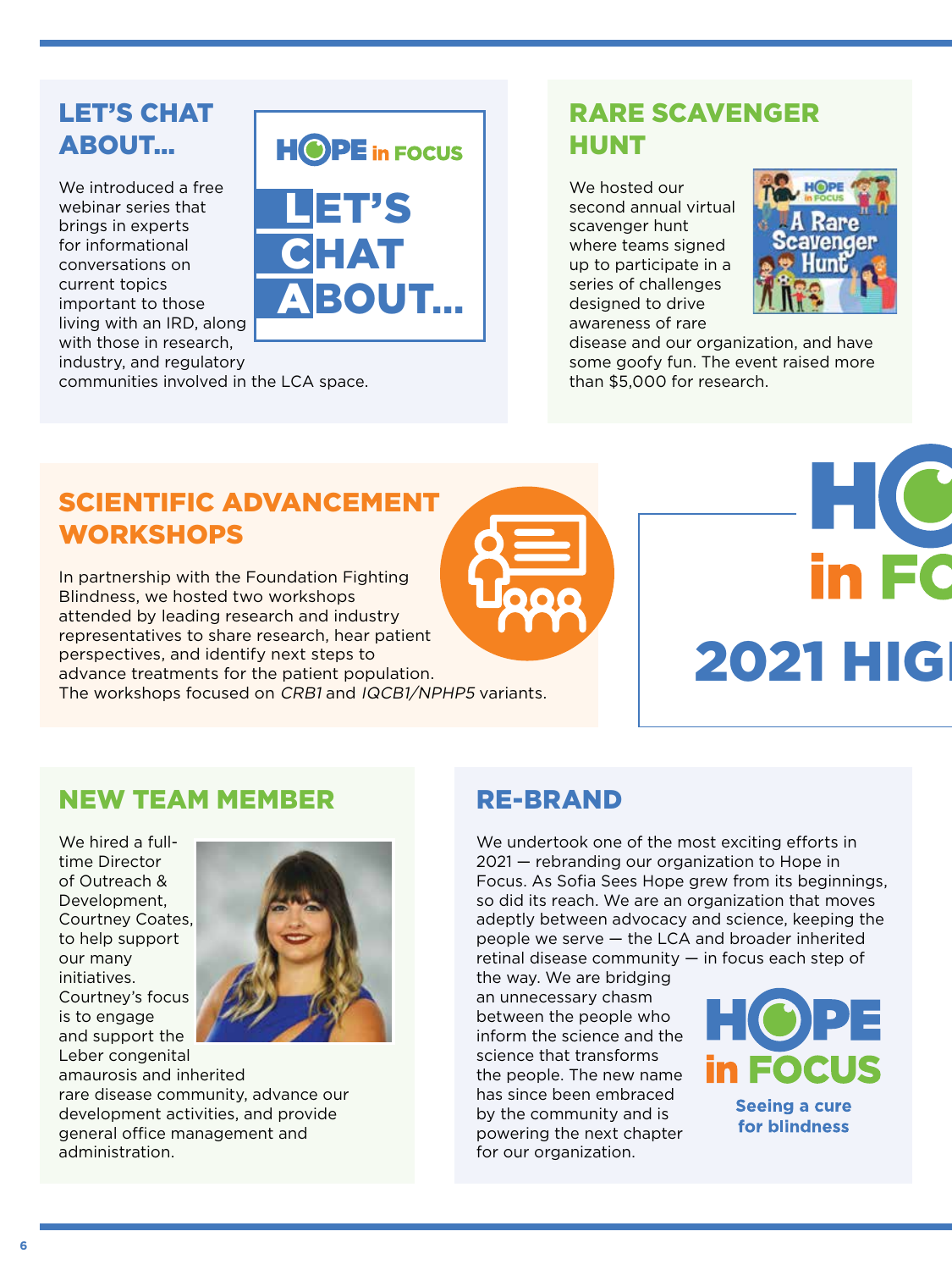## LET'S CHAT ABOUT...

We introduced a free webinar series that brings in experts for informational conversations on current topics important to those living with an IRD, along with those in research, industry, and regulatory communities involved in the LCA space.

## RARE SCAVENGER HUNT

We hosted our second annual virtual scavenger hunt where teams signed up to participate in a series of challenges designed to drive awareness of rare disease and our organization, and have some goofy fun. The event raised more than $5,000 for research.

## SCIENTIFIC ADVANCEMENT WORKSHOPS

In partnership with the Foundation Fighting Blindness, we hosted two workshops attended by leading research and industry representatives to share research, hear patient perspectives, and identify next steps to advance treatments for the patient population. The workshops focused on *CRB1* and *IQCB1/NPHP5* variants.

## NEW TEAM MEMBER

We hired a full-time Director of Outreach & Development, Courtney Coates, to help support our many initiatives. Courtney's focus is to engage and support the Leber congenital amaurosis and inherited rare disease community, advance our development activities, and provide general office management and administration.

## RE-BRAND

We undertook one of the most exciting efforts in 2021 — rebranding our organization to Hope in Focus. As Sofia Sees Hope grew from its beginnings, so did its reach. We are an organization that moves adeptly between advocacy and science, keeping the people we serve — the LCA and broader inherited retinal disease community — in focus each step of the way. We are bridging an unnecessary chasm between the people who inform the science and the science that transforms the people. The new name has since been embraced by the community and is powering the next chapter for our organization.

HOPE in FOCUS

Seeing a cure for blindness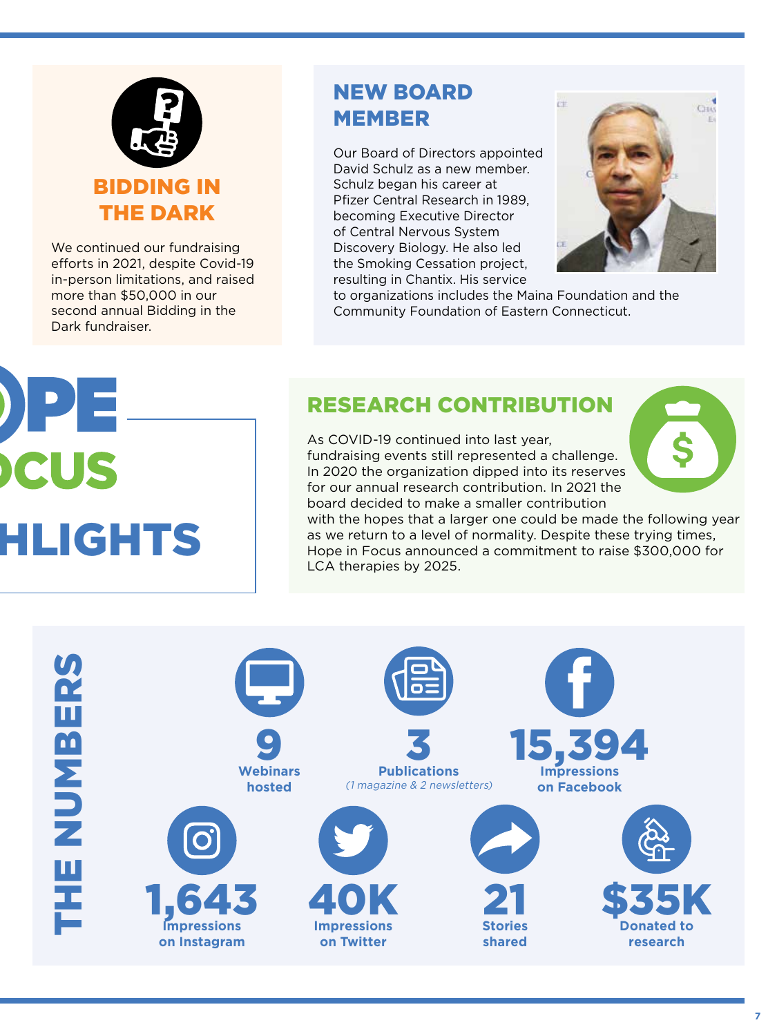## BIDDING IN THE DARK

We continued our fundraising efforts in 2021, despite Covid-19 in-person limitations, and raised more than $50,000 in our second annual Bidding in the Dark fundraiser.

## NEW BOARD MEMBER

Our Board of Directors appointed David Schulz as a new member. Schulz began his career at Pfizer Central Research in 1989, becoming Executive Director of Central Nervous System Discovery Biology. He also led the Smoking Cessation project, resulting in Chantix. His service to organizations includes the Maina Foundation and the Community Foundation of Eastern Connecticut.

# OPE OCUS HLIGHTS

## RESEARCH CONTRIBUTION

As COVID-19 continued into last year, fundraising events still represented a challenge. In 2020 the organization dipped into its reserves for our annual research contribution. In 2021 the board decided to make a smaller contribution with the hopes that a larger one could be made the following year as we return to a level of normality. Despite these trying times, Hope in Focus announced a commitment to raise $300,000 for LCA therapies by 2025.

## THE NUMBERS

- **9** Webinars hosted
- **3** Publications *(1 magazine & 2 newsletters)*
- **15,394** Impressions on Facebook
- **1,643** Impressions on Instagram
- **40K** Impressions on Twitter
- **21** Stories shared
- **$35K** Donated to research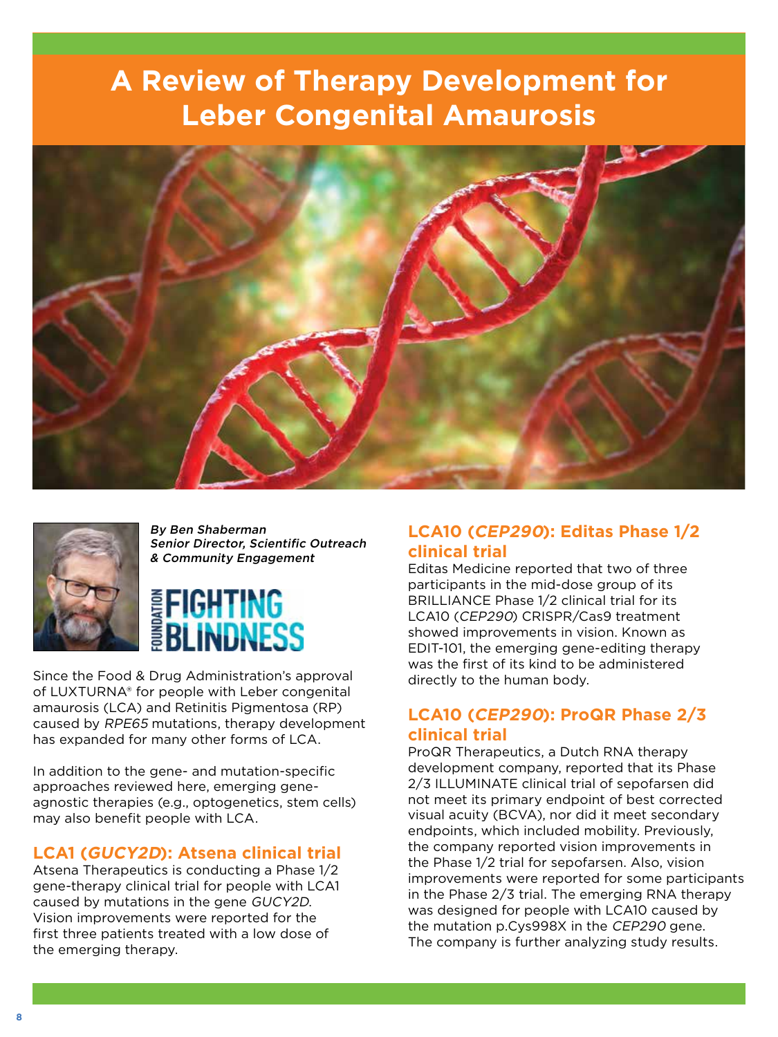# A Review of Therapy Development for Leber Congenital Amaurosis

*By Ben Shaberman*
*Senior Director, Scientific Outreach & Community Engagement*

FOUNDATION FIGHTING BLINDNESS

Since the Food & Drug Administration's approval of LUXTURNA® for people with Leber congenital amaurosis (LCA) and Retinitis Pigmentosa (RP) caused by *RPE65* mutations, therapy development has expanded for many other forms of LCA.

In addition to the gene- and mutation-specific approaches reviewed here, emerging gene-agnostic therapies (e.g., optogenetics, stem cells) may also benefit people with LCA.

## LCA1 (*GUCY2D*): Atsena clinical trial

Atsena Therapeutics is conducting a Phase 1/2 gene-therapy clinical trial for people with LCA1 caused by mutations in the gene *GUCY2D*. Vision improvements were reported for the first three patients treated with a low dose of the emerging therapy.

## LCA10 (*CEP290*): Editas Phase 1/2 clinical trial

Editas Medicine reported that two of three participants in the mid-dose group of its BRILLIANCE Phase 1/2 clinical trial for its LCA10 (*CEP290*) CRISPR/Cas9 treatment showed improvements in vision. Known as EDIT-101, the emerging gene-editing therapy was the first of its kind to be administered directly to the human body.

## LCA10 (*CEP290*): ProQR Phase 2/3 clinical trial

ProQR Therapeutics, a Dutch RNA therapy development company, reported that its Phase 2/3 ILLUMINATE clinical trial of sepofarsen did not meet its primary endpoint of best corrected visual acuity (BCVA), nor did it meet secondary endpoints, which included mobility. Previously, the company reported vision improvements in the Phase 1/2 trial for sepofarsen. Also, vision improvements were reported for some participants in the Phase 2/3 trial. The emerging RNA therapy was designed for people with LCA10 caused by the mutation p.Cys998X in the *CEP290* gene. The company is further analyzing study results.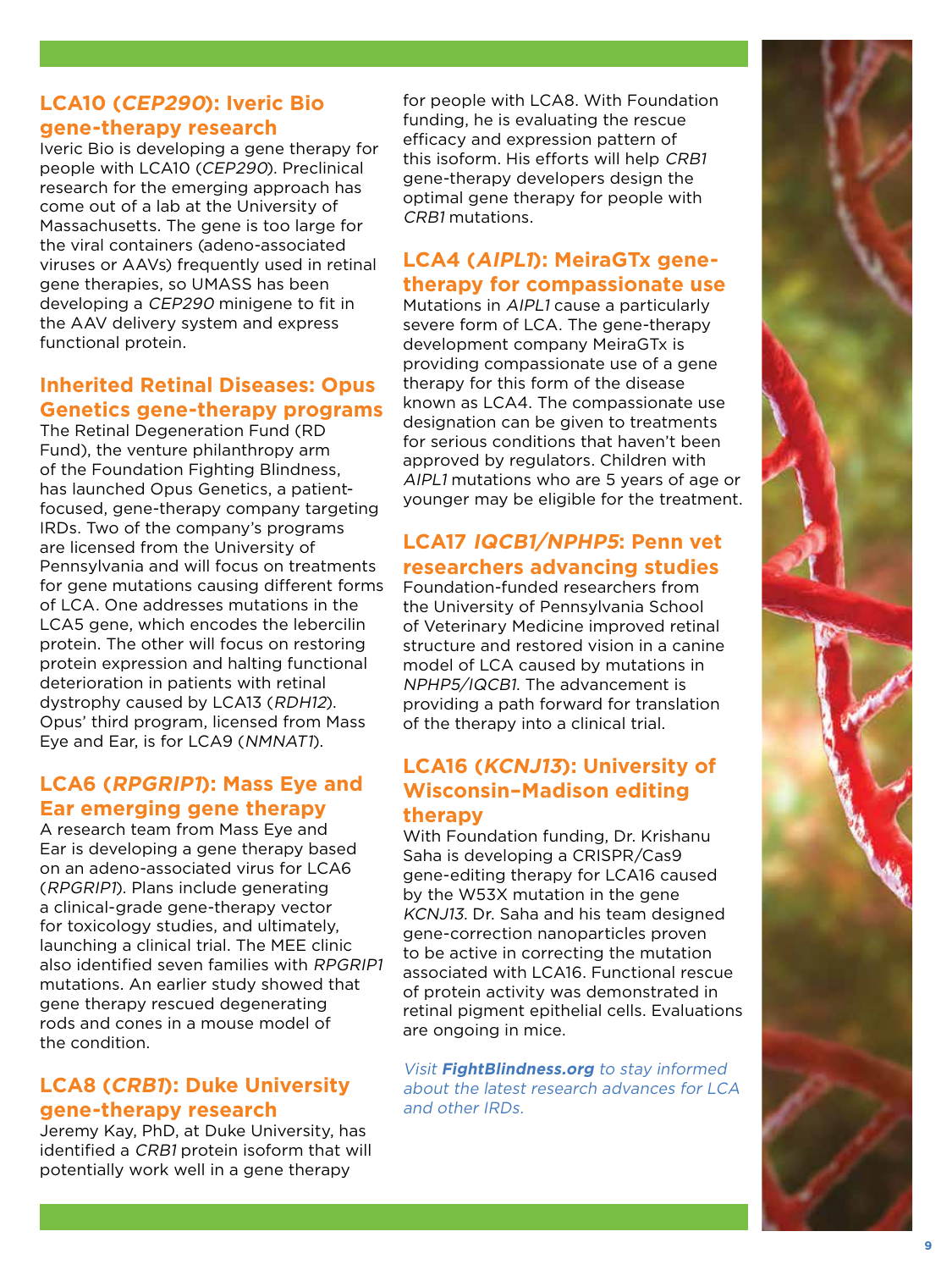### LCA10 (*CEP290*): Iveric Bio gene-therapy research

Iveric Bio is developing a gene therapy for people with LCA10 (*CEP290*). Preclinical research for the emerging approach has come out of a lab at the University of Massachusetts. The gene is too large for the viral containers (adeno-associated viruses or AAVs) frequently used in retinal gene therapies, so UMASS has been developing a *CEP290* minigene to fit in the AAV delivery system and express functional protein.

### Inherited Retinal Diseases: Opus Genetics gene-therapy programs

The Retinal Degeneration Fund (RD Fund), the venture philanthropy arm of the Foundation Fighting Blindness, has launched Opus Genetics, a patient-focused, gene-therapy company targeting IRDs. Two of the company's programs are licensed from the University of Pennsylvania and will focus on treatments for gene mutations causing different forms of LCA. One addresses mutations in the LCA5 gene, which encodes the lebercilin protein. The other will focus on restoring protein expression and halting functional deterioration in patients with retinal dystrophy caused by LCA13 (*RDH12*). Opus' third program, licensed from Mass Eye and Ear, is for LCA9 (*NMNAT1*).

### LCA6 (*RPGRIP1*): Mass Eye and Ear emerging gene therapy

A research team from Mass Eye and Ear is developing a gene therapy based on an adeno-associated virus for LCA6 (*RPGRIP1*). Plans include generating a clinical-grade gene-therapy vector for toxicology studies, and ultimately, launching a clinical trial. The MEE clinic also identified seven families with *RPGRIP1* mutations. An earlier study showed that gene therapy rescued degenerating rods and cones in a mouse model of the condition.

### LCA8 (*CRB1*): Duke University gene-therapy research

Jeremy Kay, PhD, at Duke University, has identified a *CRB1* protein isoform that will potentially work well in a gene therapy for people with LCA8. With Foundation funding, he is evaluating the rescue efficacy and expression pattern of this isoform. His efforts will help *CRB1* gene-therapy developers design the optimal gene therapy for people with *CRB1* mutations.

### LCA4 (*AIPL1*): MeiraGTx gene-therapy for compassionate use

Mutations in *AIPL1* cause a particularly severe form of LCA. The gene-therapy development company MeiraGTx is providing compassionate use of a gene therapy for this form of the disease known as LCA4. The compassionate use designation can be given to treatments for serious conditions that haven't been approved by regulators. Children with *AIPL1* mutations who are 5 years of age or younger may be eligible for the treatment.

### LCA17 *IQCB1/NPHP5*: Penn vet researchers advancing studies

Foundation-funded researchers from the University of Pennsylvania School of Veterinary Medicine improved retinal structure and restored vision in a canine model of LCA caused by mutations in *NPHP5/IQCB1*. The advancement is providing a path forward for translation of the therapy into a clinical trial.

### LCA16 (*KCNJ13*): University of Wisconsin–Madison editing therapy

With Foundation funding, Dr. Krishanu Saha is developing a CRISPR/Cas9 gene-editing therapy for LCA16 caused by the W53X mutation in the gene *KCNJ13*. Dr. Saha and his team designed gene-correction nanoparticles proven to be active in correcting the mutation associated with LCA16. Functional rescue of protein activity was demonstrated in retinal pigment epithelial cells. Evaluations are ongoing in mice.

*Visit **FightBlindness.org** to stay informed about the latest research advances for LCA and other IRDs.*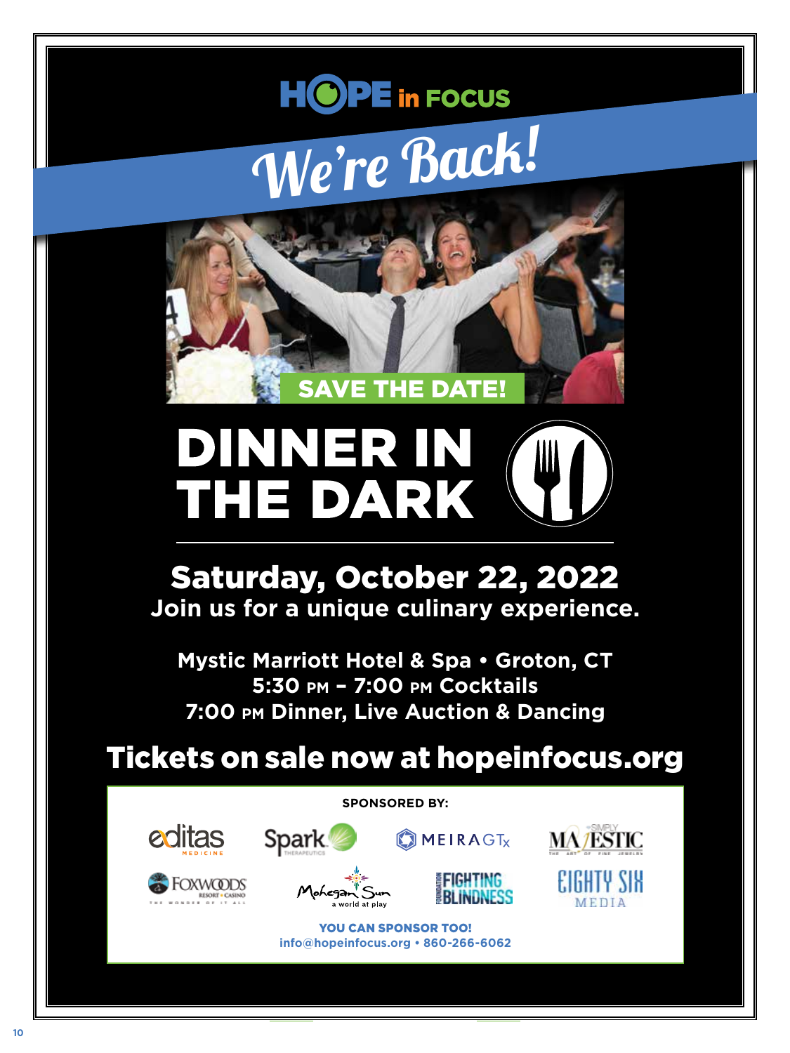# HOPE in FOCUS

## We're Back!

**SAVE THE DATE!**

# DINNER IN THE DARK

## Saturday, October 22, 2022

**Join us for a unique culinary experience.**

**Mystic Marriott Hotel & Spa • Groton, CT**
**5:30 PM – 7:00 PM Cocktails**
**7:00 PM Dinner, Live Auction & Dancing**

## Tickets on sale now at hopeinfocus.org

**SPONSORED BY:**

editas MEDICINE
Spark THERAPEUTICS
MEIRAGTx
SIMPLY MAJESTIC THE ART OF FINE JEWELRY
FOXWOODS RESORT • CASINO THE WONDER OF IT ALL
Mohegan Sun a world at play
FOUNDATION FIGHTING BLINDNESS
EIGHTY SIX MEDIA

**YOU CAN SPONSOR TOO!**
**info@hopeinfocus.org • 860-266-6062**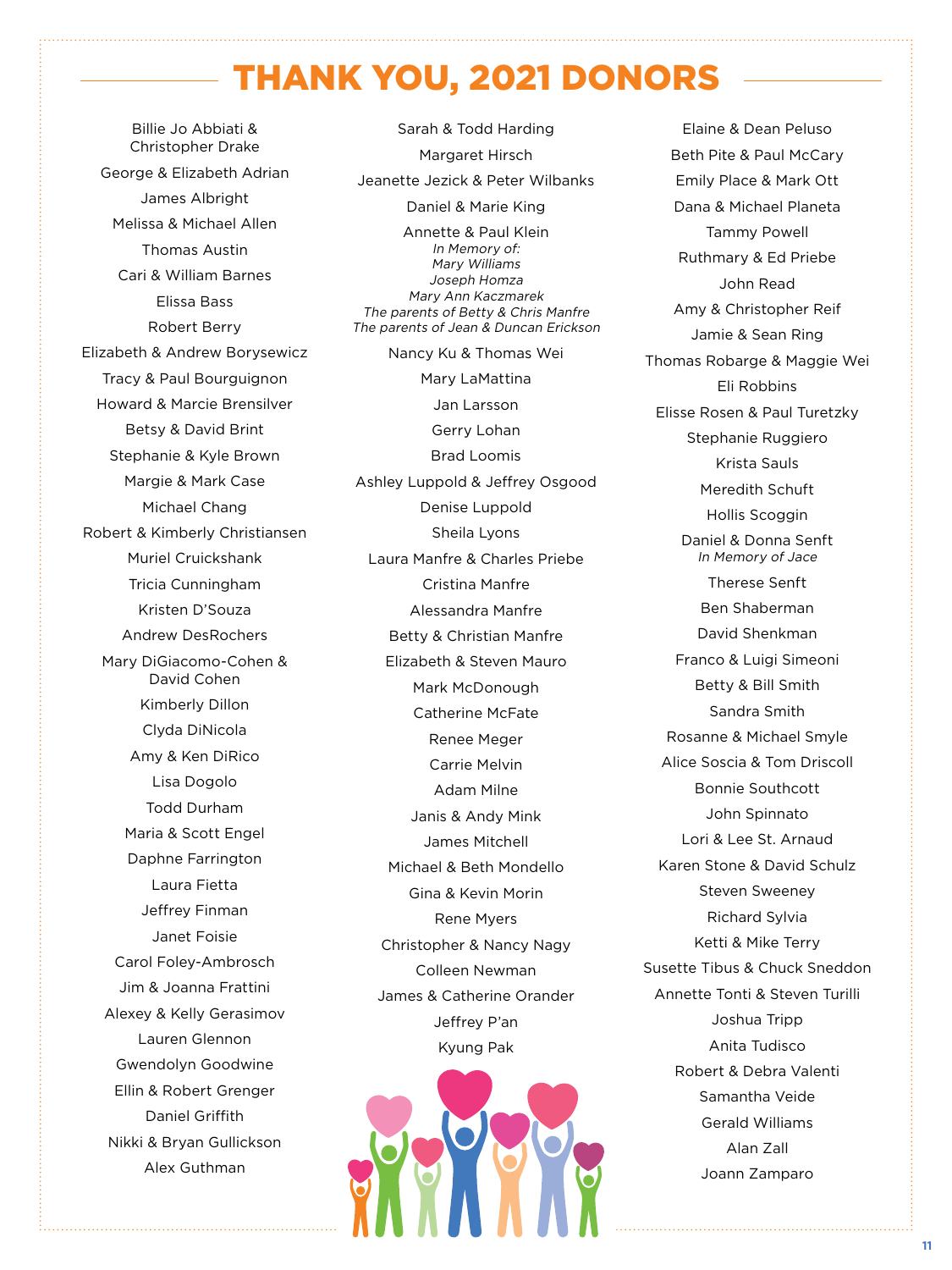# THANK YOU, 2021 DONORS

Billie Jo Abbiati & Christopher Drake
George & Elizabeth Adrian
James Albright
Melissa & Michael Allen
Thomas Austin
Cari & William Barnes
Elissa Bass
Robert Berry
Elizabeth & Andrew Borysewicz
Tracy & Paul Bourguignon
Howard & Marcie Brensilver
Betsy & David Brint
Stephanie & Kyle Brown
Margie & Mark Case
Michael Chang
Robert & Kimberly Christiansen
Muriel Cruickshank
Tricia Cunningham
Kristen D'Souza
Andrew DesRochers
Mary DiGiacomo-Cohen & David Cohen
Kimberly Dillon
Clyda DiNicola
Amy & Ken DiRico
Lisa Dogolo
Todd Durham
Maria & Scott Engel
Daphne Farrington
Laura Fietta
Jeffrey Finman
Janet Foisie
Carol Foley-Ambrosch
Jim & Joanna Frattini
Alexey & Kelly Gerasimov
Lauren Glennon
Gwendolyn Goodwine
Ellin & Robert Grenger
Daniel Griffith
Nikki & Bryan Gullickson
Alex Guthman

Sarah & Todd Harding
Margaret Hirsch
Jeanette Jezick & Peter Wilbanks
Daniel & Marie King
Annette & Paul Klein
*In Memory of:*
*Mary Williams*
*Joseph Homza*
*Mary Ann Kaczmarek*
*The parents of Betty & Chris Manfre*
*The parents of Jean & Duncan Erickson*
Nancy Ku & Thomas Wei
Mary LaMattina
Jan Larsson
Gerry Lohan
Brad Loomis
Ashley Luppold & Jeffrey Osgood
Denise Luppold
Sheila Lyons
Laura Manfre & Charles Priebe
Cristina Manfre
Alessandra Manfre
Betty & Christian Manfre
Elizabeth & Steven Mauro
Mark McDonough
Catherine McFate
Renee Meger
Carrie Melvin
Adam Milne
Janis & Andy Mink
James Mitchell
Michael & Beth Mondello
Gina & Kevin Morin
Rene Myers
Christopher & Nancy Nagy
Colleen Newman
James & Catherine Orander
Jeffrey P'an
Kyung Pak

Elaine & Dean Peluso
Beth Pite & Paul McCary
Emily Place & Mark Ott
Dana & Michael Planeta
Tammy Powell
Ruthmary & Ed Priebe
John Read
Amy & Christopher Reif
Jamie & Sean Ring
Thomas Robarge & Maggie Wei
Eli Robbins
Elisse Rosen & Paul Turetzky
Stephanie Ruggiero
Krista Sauls
Meredith Schuft
Hollis Scoggin
Daniel & Donna Senft
*In Memory of Jace*
Therese Senft
Ben Shaberman
David Shenkman
Franco & Luigi Simeoni
Betty & Bill Smith
Sandra Smith
Rosanne & Michael Smyle
Alice Soscia & Tom Driscoll
Bonnie Southcott
John Spinnato
Lori & Lee St. Arnaud
Karen Stone & David Schulz
Steven Sweeney
Richard Sylvia
Ketti & Mike Terry
Susette Tibus & Chuck Sneddon
Annette Tonti & Steven Turilli
Joshua Tripp
Anita Tudisco
Robert & Debra Valenti
Samantha Veide
Gerald Williams
Alan Zall
Joann Zamparo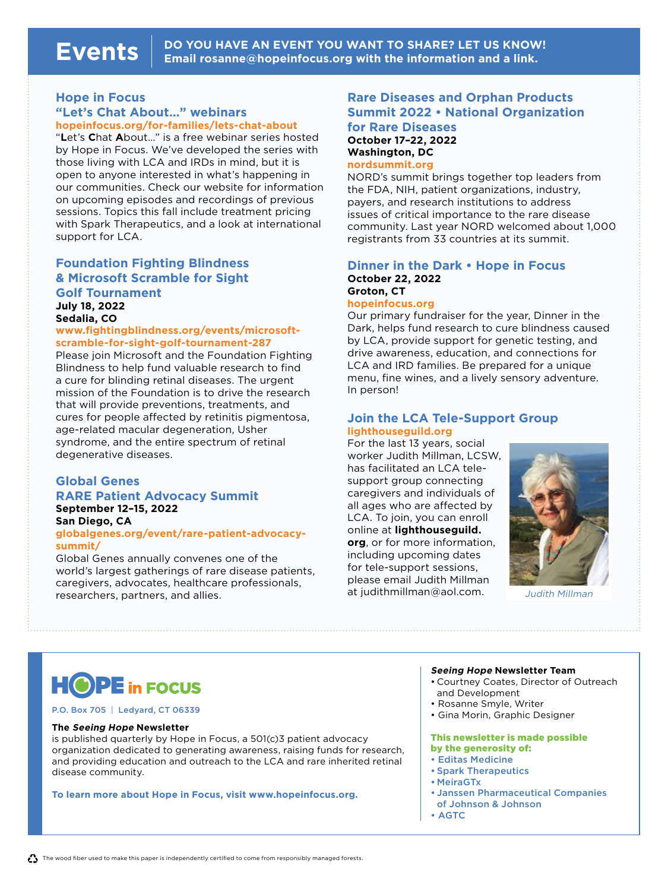# Events

**DO YOU HAVE AN EVENT YOU WANT TO SHARE? LET US KNOW!**
**Email rosanne@hopeinfocus.org with the information and a link.**

## Hope in Focus "Let's Chat About…" webinars

**hopeinfocus.org/for-families/lets-chat-about**

"**L**et's **C**hat **A**bout…" is a free webinar series hosted by Hope in Focus. We've developed the series with those living with LCA and IRDs in mind, but it is open to anyone interested in what's happening in our communities. Check our website for information on upcoming episodes and recordings of previous sessions. Topics this fall include treatment pricing with Spark Therapeutics, and a look at international support for LCA.

## Foundation Fighting Blindness & Microsoft Scramble for Sight Golf Tournament

**July 18, 2022**
**Sedalia, CO**
**www.fightingblindness.org/events/microsoft-scramble-for-sight-golf-tournament-287**

Please join Microsoft and the Foundation Fighting Blindness to help fund valuable research to find a cure for blinding retinal diseases. The urgent mission of the Foundation is to drive the research that will provide preventions, treatments, and cures for people affected by retinitis pigmentosa, age-related macular degeneration, Usher syndrome, and the entire spectrum of retinal degenerative diseases.

## Global Genes RARE Patient Advocacy Summit

**September 12–15, 2022**
**San Diego, CA**
**globalgenes.org/event/rare-patient-advocacy-summit/**

Global Genes annually convenes one of the world's largest gatherings of rare disease patients, caregivers, advocates, healthcare professionals, researchers, partners, and allies.

## Rare Diseases and Orphan Products Summit 2022 • National Organization for Rare Diseases

**October 17–22, 2022**
**Washington, DC**
**nordsummit.org**

NORD's summit brings together top leaders from the FDA, NIH, patient organizations, industry, payers, and research institutions to address issues of critical importance to the rare disease community. Last year NORD welcomed about 1,000 registrants from 33 countries at its summit.

## Dinner in the Dark • Hope in Focus

**October 22, 2022**
**Groton, CT**
**hopeinfocus.org**

Our primary fundraiser for the year, Dinner in the Dark, helps fund research to cure blindness caused by LCA, provide support for genetic testing, and drive awareness, education, and connections for LCA and IRD families. Be prepared for a unique menu, fine wines, and a lively sensory adventure. In person!

## Join the LCA Tele-Support Group

**lighthouseguild.org**

For the last 13 years, social worker Judith Millman, LCSW, has facilitated an LCA tele-support group connecting caregivers and individuals of all ages who are affected by LCA. To join, you can enroll online at **lighthouseguild.org**, or for more information, including upcoming dates for tele-support sessions, please email Judith Millman at judithmillman@aol.com.

*Judith Millman*

---

**HOPE in FOCUS**

P.O. Box 705 | Ledyard, CT 06339

**The *Seeing Hope* Newsletter**
is published quarterly by Hope in Focus, a 501(c)3 patient advocacy organization dedicated to generating awareness, raising funds for research, and providing education and outreach to the LCA and rare inherited retinal disease community.

**To learn more about Hope in Focus, visit www.hopeinfocus.org.**

***Seeing Hope* Newsletter Team**

- Courtney Coates, Director of Outreach and Development
- Rosanne Smyle, Writer
- Gina Morin, Graphic Designer

**This newsletter is made possible by the generosity of:**

- Editas Medicine
- Spark Therapeutics
- MeiraGTx
- Janssen Pharmaceutical Companies of Johnson & Johnson
- AGTC

The wood fiber used to make this paper is independently certified to come from responsibly managed forests.